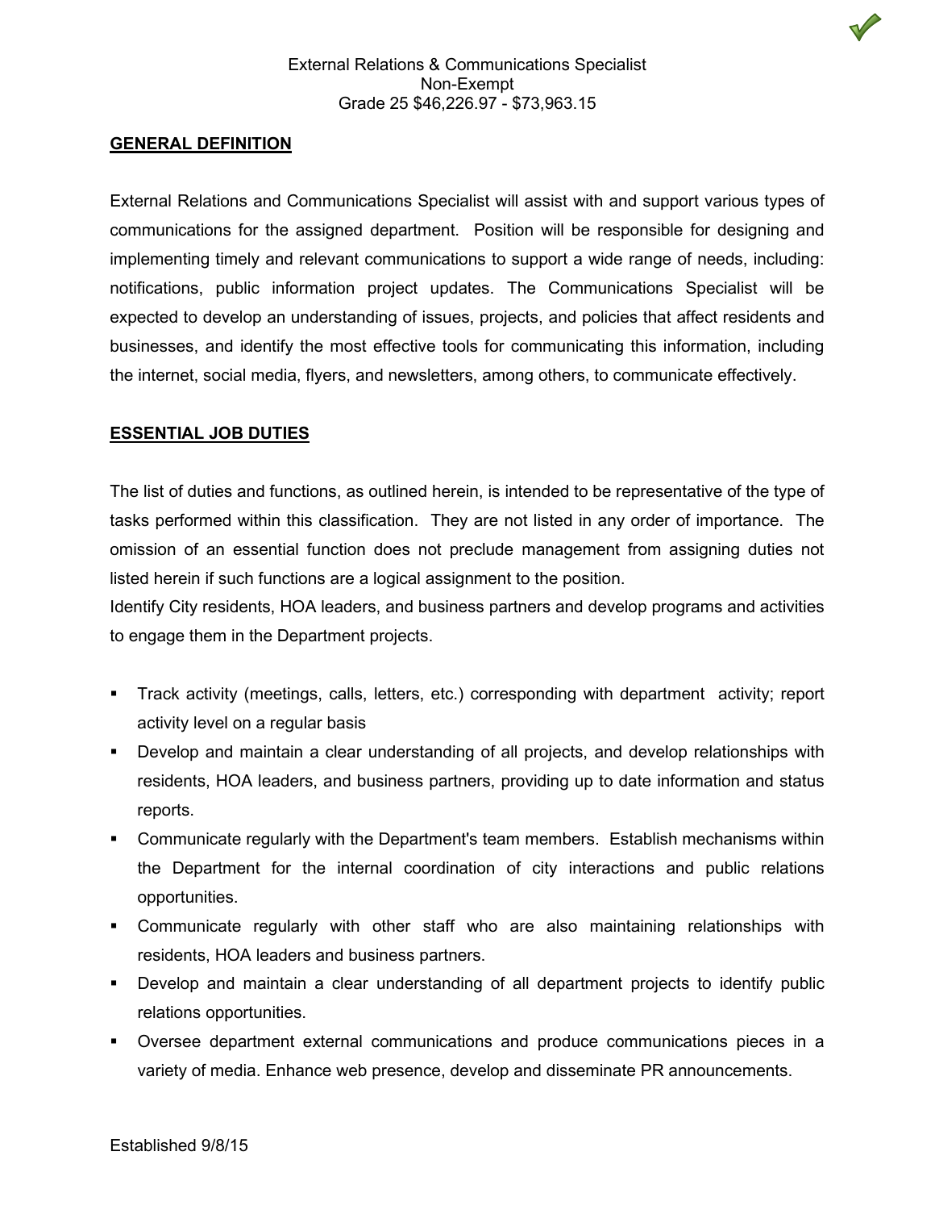External Relations & Communications Specialist
Non-Exempt
Grade 25 $46,226.97 - $73,963.15

## GENERAL DEFINITION

External Relations and Communications Specialist will assist with and support various types of communications for the assigned department. Position will be responsible for designing and implementing timely and relevant communications to support a wide range of needs, including: notifications, public information project updates. The Communications Specialist will be expected to develop an understanding of issues, projects, and policies that affect residents and businesses, and identify the most effective tools for communicating this information, including the internet, social media, flyers, and newsletters, among others, to communicate effectively.

## ESSENTIAL JOB DUTIES

The list of duties and functions, as outlined herein, is intended to be representative of the type of tasks performed within this classification. They are not listed in any order of importance. The omission of an essential function does not preclude management from assigning duties not listed herein if such functions are a logical assignment to the position.
Identify City residents, HOA leaders, and business partners and develop programs and activities to engage them in the Department projects.

- Track activity (meetings, calls, letters, etc.) corresponding with department activity; report activity level on a regular basis
- Develop and maintain a clear understanding of all projects, and develop relationships with residents, HOA leaders, and business partners, providing up to date information and status reports.
- Communicate regularly with the Department's team members. Establish mechanisms within the Department for the internal coordination of city interactions and public relations opportunities.
- Communicate regularly with other staff who are also maintaining relationships with residents, HOA leaders and business partners.
- Develop and maintain a clear understanding of all department projects to identify public relations opportunities.
- Oversee department external communications and produce communications pieces in a variety of media. Enhance web presence, develop and disseminate PR announcements.

Established 9/8/15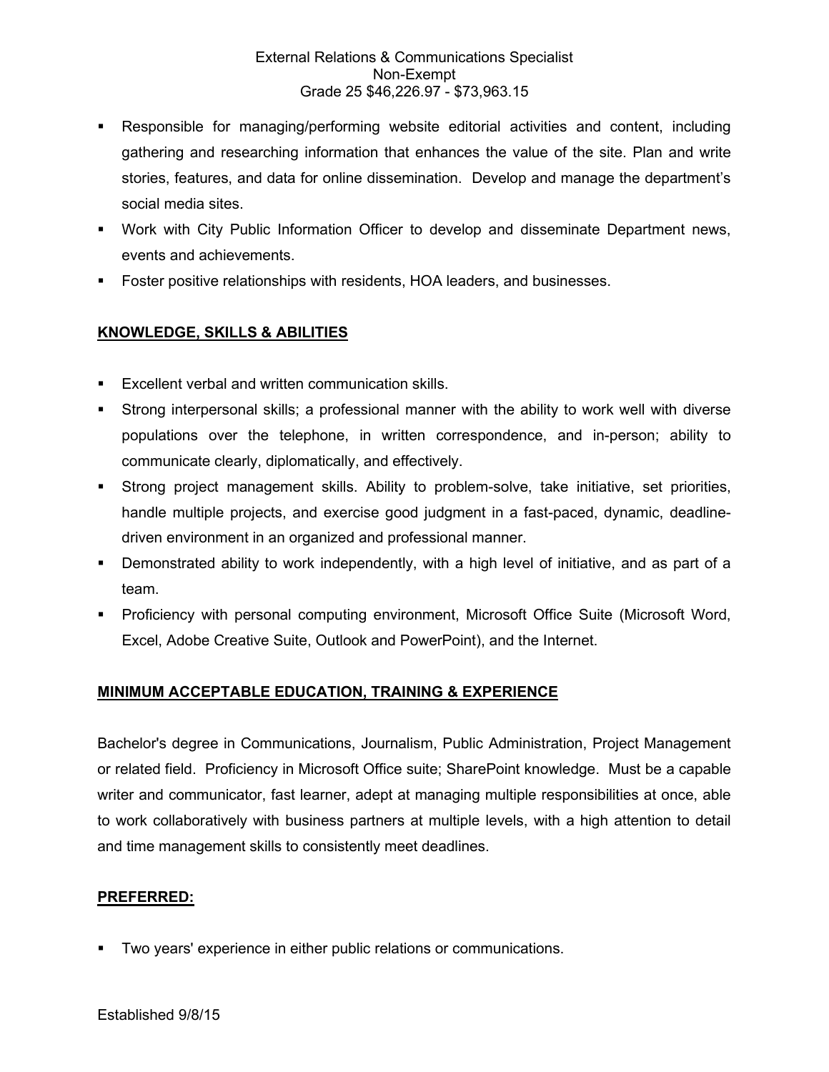- Responsible for managing/performing website editorial activities and content, including gathering and researching information that enhances the value of the site. Plan and write stories, features, and data for online dissemination. Develop and manage the department's social media sites.
- Work with City Public Information Officer to develop and disseminate Department news, events and achievements.
- Foster positive relationships with residents, HOA leaders, and businesses.

## KNOWLEDGE, SKILLS & ABILITIES

- Excellent verbal and written communication skills.
- Strong interpersonal skills; a professional manner with the ability to work well with diverse populations over the telephone, in written correspondence, and in-person; ability to communicate clearly, diplomatically, and effectively.
- Strong project management skills. Ability to problem-solve, take initiative, set priorities, handle multiple projects, and exercise good judgment in a fast-paced, dynamic, deadline-driven environment in an organized and professional manner.
- Demonstrated ability to work independently, with a high level of initiative, and as part of a team.
- Proficiency with personal computing environment, Microsoft Office Suite (Microsoft Word, Excel, Adobe Creative Suite, Outlook and PowerPoint), and the Internet.

## MINIMUM ACCEPTABLE EDUCATION, TRAINING & EXPERIENCE

Bachelor's degree in Communications, Journalism, Public Administration, Project Management or related field. Proficiency in Microsoft Office suite; SharePoint knowledge. Must be a capable writer and communicator, fast learner, adept at managing multiple responsibilities at once, able to work collaboratively with business partners at multiple levels, with a high attention to detail and time management skills to consistently meet deadlines.

## PREFERRED:

- Two years' experience in either public relations or communications.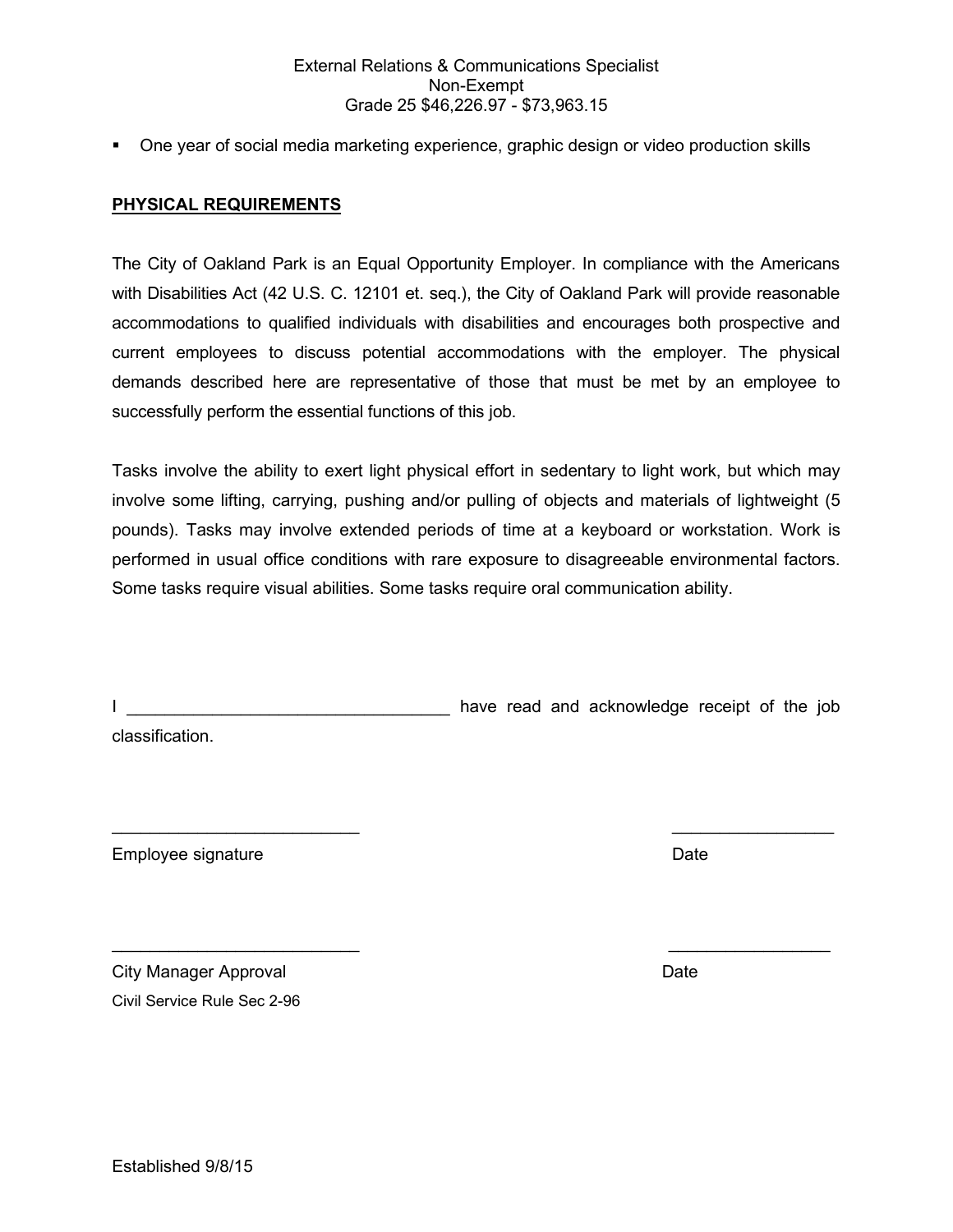- One year of social media marketing experience, graphic design or video production skills

**PHYSICAL REQUIREMENTS**

The City of Oakland Park is an Equal Opportunity Employer. In compliance with the Americans with Disabilities Act (42 U.S. C. 12101 et. seq.), the City of Oakland Park will provide reasonable accommodations to qualified individuals with disabilities and encourages both prospective and current employees to discuss potential accommodations with the employer. The physical demands described here are representative of those that must be met by an employee to successfully perform the essential functions of this job.

Tasks involve the ability to exert light physical effort in sedentary to light work, but which may involve some lifting, carrying, pushing and/or pulling of objects and materials of lightweight (5 pounds). Tasks may involve extended periods of time at a keyboard or workstation. Work is performed in usual office conditions with rare exposure to disagreeable environmental factors. Some tasks require visual abilities. Some tasks require oral communication ability.

I __________________________________ have read and acknowledge receipt of the job classification.

__________________________ &nbsp;&nbsp;&nbsp;&nbsp;&nbsp;&nbsp;&nbsp;&nbsp;&nbsp;&nbsp;&nbsp;&nbsp; _________________

Employee signature &nbsp;&nbsp;&nbsp;&nbsp;&nbsp;&nbsp;&nbsp;&nbsp;&nbsp;&nbsp;&nbsp;&nbsp; Date

__________________________ &nbsp;&nbsp;&nbsp;&nbsp;&nbsp;&nbsp;&nbsp;&nbsp;&nbsp;&nbsp;&nbsp;&nbsp; _________________

City Manager Approval &nbsp;&nbsp;&nbsp;&nbsp;&nbsp;&nbsp;&nbsp;&nbsp;&nbsp;&nbsp;&nbsp;&nbsp; Date

Civil Service Rule Sec 2-96

Established 9/8/15